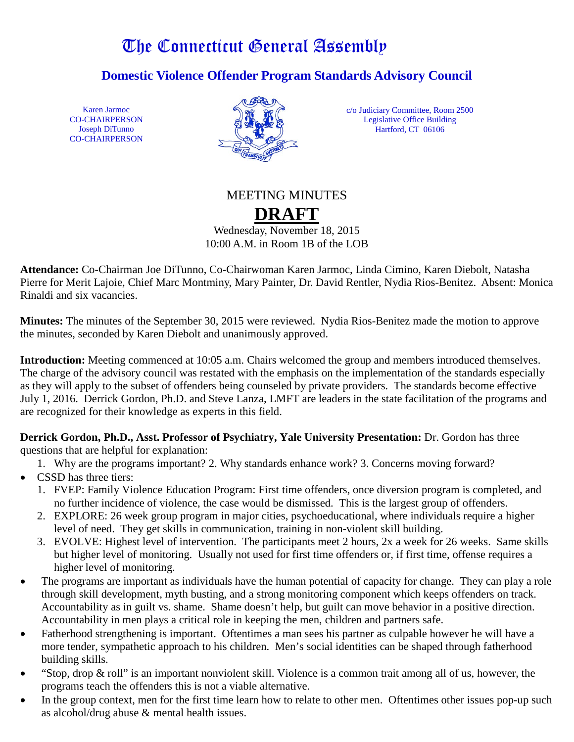# The Connecticut General Assembly

## Domestic Violence Offender Program Standards Advisory Council

Karen Jarmoc
CO-CHAIRPERSON
Joseph DiTunno
CO-CHAIRPERSON

c/o Judiciary Committee, Room 2500
Legislative Office Building
Hartford, CT 06106

MEETING MINUTES

**DRAFT**

Wednesday, November 18, 2015
10:00 A.M. in Room 1B of the LOB

**Attendance:** Co-Chairman Joe DiTunno, Co-Chairwoman Karen Jarmoc, Linda Cimino, Karen Diebolt, Natasha Pierre for Merit Lajoie, Chief Marc Montminy, Mary Painter, Dr. David Rentler, Nydia Rios-Benitez. Absent: Monica Rinaldi and six vacancies.

**Minutes:** The minutes of the September 30, 2015 were reviewed. Nydia Rios-Benitez made the motion to approve the minutes, seconded by Karen Diebolt and unanimously approved.

**Introduction:** Meeting commenced at 10:05 a.m. Chairs welcomed the group and members introduced themselves. The charge of the advisory council was restated with the emphasis on the implementation of the standards especially as they will apply to the subset of offenders being counseled by private providers. The standards become effective July 1, 2016. Derrick Gordon, Ph.D. and Steve Lanza, LMFT are leaders in the state facilitation of the programs and are recognized for their knowledge as experts in this field.

**Derrick Gordon, Ph.D., Asst. Professor of Psychiatry, Yale University Presentation:** Dr. Gordon has three questions that are helpful for explanation:

1. Why are the programs important? 2. Why standards enhance work? 3. Concerns moving forward?

- CSSD has three tiers:
  1. FVEP: Family Violence Education Program: First time offenders, once diversion program is completed, and no further incidence of violence, the case would be dismissed. This is the largest group of offenders.
  2. EXPLORE: 26 week group program in major cities, psychoeducational, where individuals require a higher level of need. They get skills in communication, training in non-violent skill building.
  3. EVOLVE: Highest level of intervention. The participants meet 2 hours, 2x a week for 26 weeks. Same skills but higher level of monitoring. Usually not used for first time offenders or, if first time, offense requires a higher level of monitoring.
- The programs are important as individuals have the human potential of capacity for change. They can play a role through skill development, myth busting, and a strong monitoring component which keeps offenders on track. Accountability as in guilt vs. shame. Shame doesn't help, but guilt can move behavior in a positive direction. Accountability in men plays a critical role in keeping the men, children and partners safe.
- Fatherhood strengthening is important. Oftentimes a man sees his partner as culpable however he will have a more tender, sympathetic approach to his children. Men's social identities can be shaped through fatherhood building skills.
- "Stop, drop & roll" is an important nonviolent skill. Violence is a common trait among all of us, however, the programs teach the offenders this is not a viable alternative.
- In the group context, men for the first time learn how to relate to other men. Oftentimes other issues pop-up such as alcohol/drug abuse & mental health issues.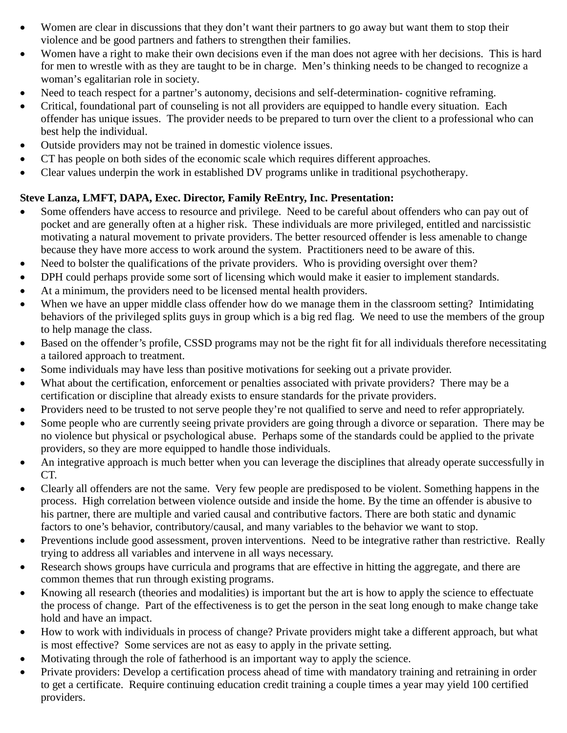- Women are clear in discussions that they don't want their partners to go away but want them to stop their violence and be good partners and fathers to strengthen their families.
- Women have a right to make their own decisions even if the man does not agree with her decisions. This is hard for men to wrestle with as they are taught to be in charge. Men's thinking needs to be changed to recognize a woman's egalitarian role in society.
- Need to teach respect for a partner's autonomy, decisions and self-determination- cognitive reframing.
- Critical, foundational part of counseling is not all providers are equipped to handle every situation. Each offender has unique issues. The provider needs to be prepared to turn over the client to a professional who can best help the individual.
- Outside providers may not be trained in domestic violence issues.
- CT has people on both sides of the economic scale which requires different approaches.
- Clear values underpin the work in established DV programs unlike in traditional psychotherapy.

**Steve Lanza, LMFT, DAPA, Exec. Director, Family ReEntry, Inc. Presentation:**

- Some offenders have access to resource and privilege. Need to be careful about offenders who can pay out of pocket and are generally often at a higher risk. These individuals are more privileged, entitled and narcissistic motivating a natural movement to private providers. The better resourced offender is less amenable to change because they have more access to work around the system. Practitioners need to be aware of this.
- Need to bolster the qualifications of the private providers. Who is providing oversight over them?
- DPH could perhaps provide some sort of licensing which would make it easier to implement standards.
- At a minimum, the providers need to be licensed mental health providers.
- When we have an upper middle class offender how do we manage them in the classroom setting? Intimidating behaviors of the privileged splits guys in group which is a big red flag. We need to use the members of the group to help manage the class.
- Based on the offender's profile, CSSD programs may not be the right fit for all individuals therefore necessitating a tailored approach to treatment.
- Some individuals may have less than positive motivations for seeking out a private provider.
- What about the certification, enforcement or penalties associated with private providers? There may be a certification or discipline that already exists to ensure standards for the private providers.
- Providers need to be trusted to not serve people they're not qualified to serve and need to refer appropriately.
- Some people who are currently seeing private providers are going through a divorce or separation. There may be no violence but physical or psychological abuse. Perhaps some of the standards could be applied to the private providers, so they are more equipped to handle those individuals.
- An integrative approach is much better when you can leverage the disciplines that already operate successfully in CT.
- Clearly all offenders are not the same. Very few people are predisposed to be violent. Something happens in the process. High correlation between violence outside and inside the home. By the time an offender is abusive to his partner, there are multiple and varied causal and contributive factors. There are both static and dynamic factors to one's behavior, contributory/causal, and many variables to the behavior we want to stop.
- Preventions include good assessment, proven interventions. Need to be integrative rather than restrictive. Really trying to address all variables and intervene in all ways necessary.
- Research shows groups have curricula and programs that are effective in hitting the aggregate, and there are common themes that run through existing programs.
- Knowing all research (theories and modalities) is important but the art is how to apply the science to effectuate the process of change. Part of the effectiveness is to get the person in the seat long enough to make change take hold and have an impact.
- How to work with individuals in process of change? Private providers might take a different approach, but what is most effective? Some services are not as easy to apply in the private setting.
- Motivating through the role of fatherhood is an important way to apply the science.
- Private providers: Develop a certification process ahead of time with mandatory training and retraining in order to get a certificate. Require continuing education credit training a couple times a year may yield 100 certified providers.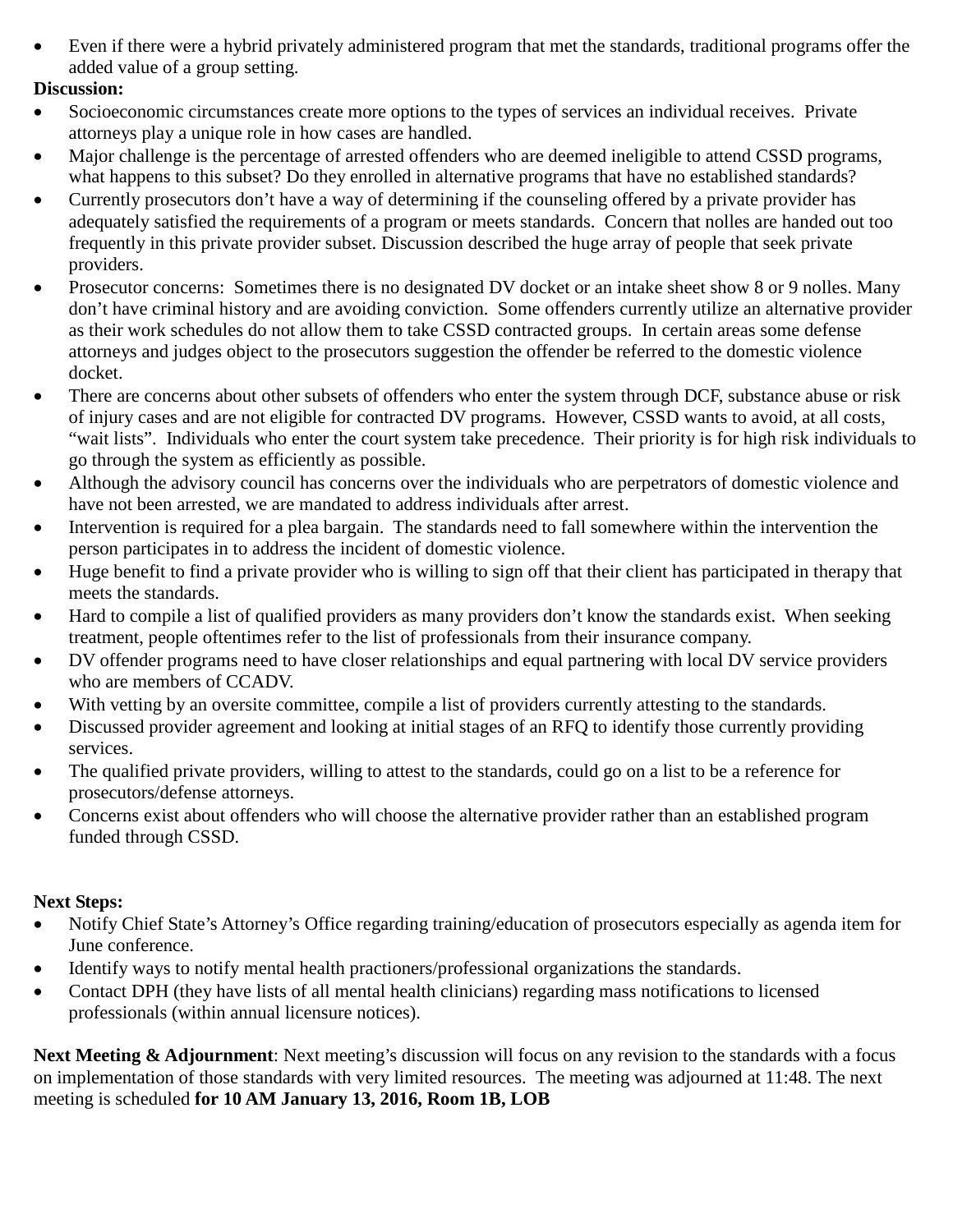- Even if there were a hybrid privately administered program that met the standards, traditional programs offer the added value of a group setting.

**Discussion:**

- Socioeconomic circumstances create more options to the types of services an individual receives. Private attorneys play a unique role in how cases are handled.
- Major challenge is the percentage of arrested offenders who are deemed ineligible to attend CSSD programs, what happens to this subset? Do they enrolled in alternative programs that have no established standards?
- Currently prosecutors don't have a way of determining if the counseling offered by a private provider has adequately satisfied the requirements of a program or meets standards. Concern that nolles are handed out too frequently in this private provider subset. Discussion described the huge array of people that seek private providers.
- Prosecutor concerns: Sometimes there is no designated DV docket or an intake sheet show 8 or 9 nolles. Many don't have criminal history and are avoiding conviction. Some offenders currently utilize an alternative provider as their work schedules do not allow them to take CSSD contracted groups. In certain areas some defense attorneys and judges object to the prosecutors suggestion the offender be referred to the domestic violence docket.
- There are concerns about other subsets of offenders who enter the system through DCF, substance abuse or risk of injury cases and are not eligible for contracted DV programs. However, CSSD wants to avoid, at all costs, "wait lists". Individuals who enter the court system take precedence. Their priority is for high risk individuals to go through the system as efficiently as possible.
- Although the advisory council has concerns over the individuals who are perpetrators of domestic violence and have not been arrested, we are mandated to address individuals after arrest.
- Intervention is required for a plea bargain. The standards need to fall somewhere within the intervention the person participates in to address the incident of domestic violence.
- Huge benefit to find a private provider who is willing to sign off that their client has participated in therapy that meets the standards.
- Hard to compile a list of qualified providers as many providers don't know the standards exist. When seeking treatment, people oftentimes refer to the list of professionals from their insurance company.
- DV offender programs need to have closer relationships and equal partnering with local DV service providers who are members of CCADV.
- With vetting by an oversite committee, compile a list of providers currently attesting to the standards.
- Discussed provider agreement and looking at initial stages of an RFQ to identify those currently providing services.
- The qualified private providers, willing to attest to the standards, could go on a list to be a reference for prosecutors/defense attorneys.
- Concerns exist about offenders who will choose the alternative provider rather than an established program funded through CSSD.

**Next Steps:**

- Notify Chief State's Attorney's Office regarding training/education of prosecutors especially as agenda item for June conference.
- Identify ways to notify mental health practioners/professional organizations the standards.
- Contact DPH (they have lists of all mental health clinicians) regarding mass notifications to licensed professionals (within annual licensure notices).

**Next Meeting & Adjournment**: Next meeting's discussion will focus on any revision to the standards with a focus on implementation of those standards with very limited resources. The meeting was adjourned at 11:48. The next meeting is scheduled **for 10 AM January 13, 2016, Room 1B, LOB**